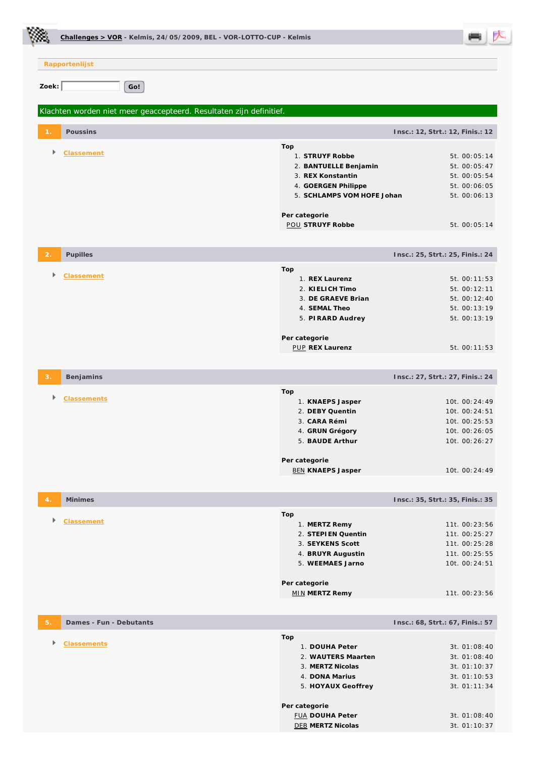**Challenges > VOR** - Kelmis, 24/05/2009, BEL - VOR-LOTTO-CUP - Kelmis

Rapportenlijst

Zoek: Go!

Klachten worden niet meer geaccepteerd. Resultaten zijn definitief.

## 1. Poussins

Insc.: 12, Strt.: 12, Finis.: 12

- Classement

**Top**

| | | |
|---|---|---|
| 1. | **STRUYF Robbe** | 5t. 00:05:14 |
| 2. | **BANTUELLE Benjamin** | 5t. 00:05:47 |
| 3. | **REX Konstantin** | 5t. 00:05:54 |
| 4. | **GOERGEN Philippe** | 5t. 00:06:05 |
| 5. | **SCHLAMPS VOM HOFE Johan** | 5t. 00:06:13 |

**Per categorie**

| | | |
|---|---|---|
| POU | **STRUYF Robbe** | 5t. 00:05:14 |

## 2. Pupilles

Insc.: 25, Strt.: 25, Finis.: 24

- Classement

**Top**

| | | |
|---|---|---|
| 1. | **REX Laurenz** | 5t. 00:11:53 |
| 2. | **KIELICH Timo** | 5t. 00:12:11 |
| 3. | **DE GRAEVE Brian** | 5t. 00:12:40 |
| 4. | **SEMAL Theo** | 5t. 00:13:19 |
| 5. | **PIRARD Audrey** | 5t. 00:13:19 |

**Per categorie**

| | | |
|---|---|---|
| PUP | **REX Laurenz** | 5t. 00:11:53 |

## 3. Benjamins

Insc.: 27, Strt.: 27, Finis.: 24

- Classements

**Top**

| | | |
|---|---|---|
| 1. | **KNAEPS Jasper** | 10t. 00:24:49 |
| 2. | **DEBY Quentin** | 10t. 00:24:51 |
| 3. | **CARA Rémi** | 10t. 00:25:53 |
| 4. | **GRUN Grégory** | 10t. 00:26:05 |
| 5. | **BAUDE Arthur** | 10t. 00:26:27 |

**Per categorie**

| | | |
|---|---|---|
| BEN | **KNAEPS Jasper** | 10t. 00:24:49 |

## 4. Minimes

Insc.: 35, Strt.: 35, Finis.: 35

- Classement

**Top**

| | | |
|---|---|---|
| 1. | **MERTZ Remy** | 11t. 00:23:56 |
| 2. | **STEPIEN Quentin** | 11t. 00:25:27 |
| 3. | **SEYKENS Scott** | 11t. 00:25:28 |
| 4. | **BRUYR Augustin** | 11t. 00:25:55 |
| 5. | **WEEMAES Jarno** | 10t. 00:24:51 |

**Per categorie**

| | | |
|---|---|---|
| MIN | **MERTZ Remy** | 11t. 00:23:56 |

## 5. Dames - Fun - Debutants

Insc.: 68, Strt.: 67, Finis.: 57

- Classements

**Top**

| | | |
|---|---|---|
| 1. | **DOUHA Peter** | 3t. 01:08:40 |
| 2. | **WAUTERS Maarten** | 3t. 01:08:40 |
| 3. | **MERTZ Nicolas** | 3t. 01:10:37 |
| 4. | **DONA Marius** | 3t. 01:10:53 |
| 5. | **HOYAUX Geoffrey** | 3t. 01:11:34 |

**Per categorie**

| | | |
|---|---|---|
| FUA | **DOUHA Peter** | 3t. 01:08:40 |
| DEB | **MERTZ Nicolas** | 3t. 01:10:37 |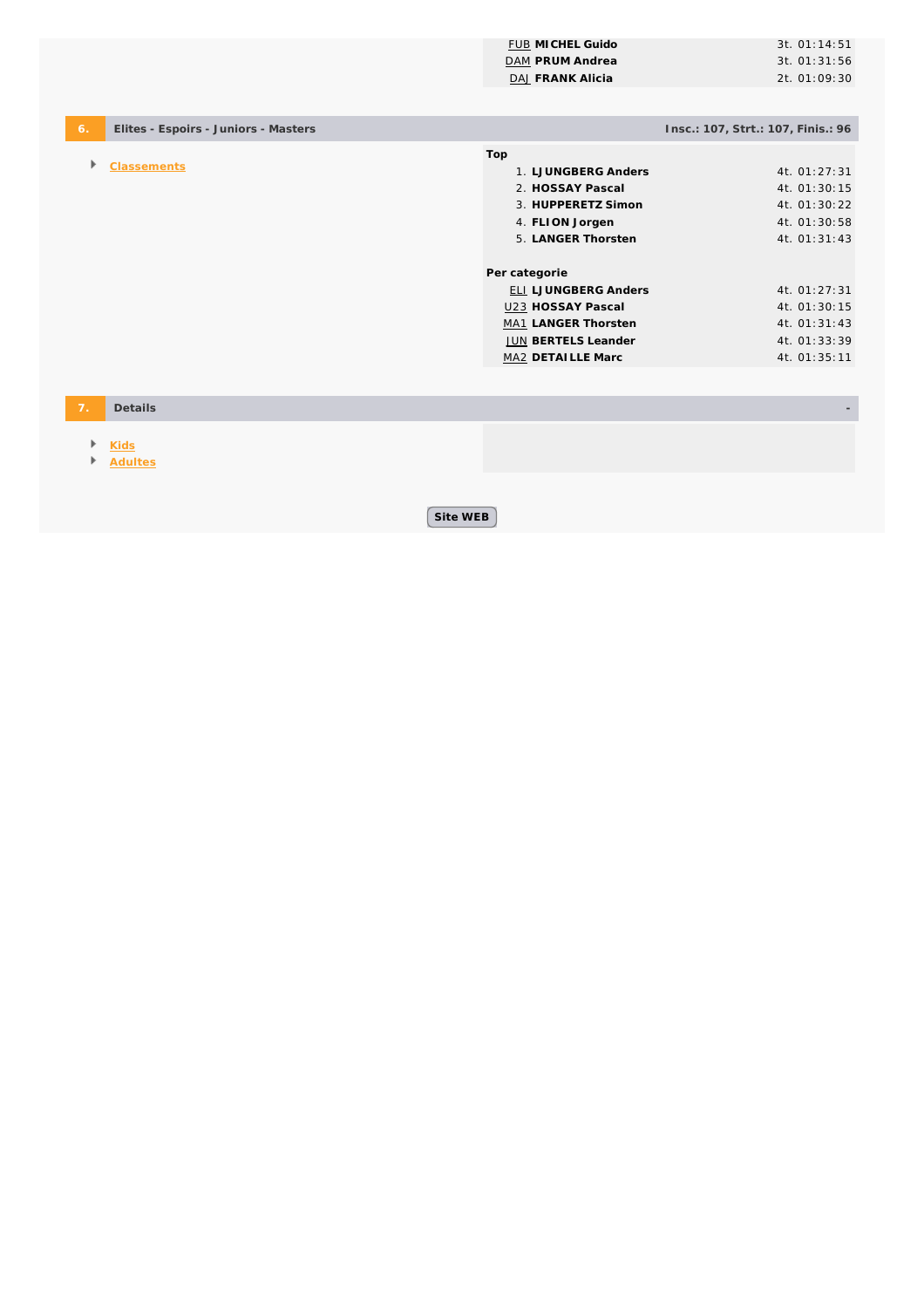| | | |
|---|---|---|
| FUB | **MICHEL Guido** | 3t. 01:14:51 |
| DAM | **PRUM Andrea** | 3t. 01:31:56 |
| DAJ | **FRANK Alicia** | 2t. 01:09:30 |

## 6. Elites - Espoirs - Juniors - Masters

**Insc.: 107, Strt.: 107, Finis.: 96**

- Classements

**Top**

| | | |
|---|---|---|
| 1. | **LJUNGBERG Anders** | 4t. 01:27:31 |
| 2. | **HOSSAY Pascal** | 4t. 01:30:15 |
| 3. | **HUPPERETZ Simon** | 4t. 01:30:22 |
| 4. | **FLION Jorgen** | 4t. 01:30:58 |
| 5. | **LANGER Thorsten** | 4t. 01:31:43 |

**Per categorie**

| | | |
|---|---|---|
| ELI | **LJUNGBERG Anders** | 4t. 01:27:31 |
| U23 | **HOSSAY Pascal** | 4t. 01:30:15 |
| MA1 | **LANGER Thorsten** | 4t. 01:31:43 |
| JUN | **BERTELS Leander** | 4t. 01:33:39 |
| MA2 | **DETAILLE Marc** | 4t. 01:35:11 |

## 7. Details

-

- Kids
- Adultes

Site WEB